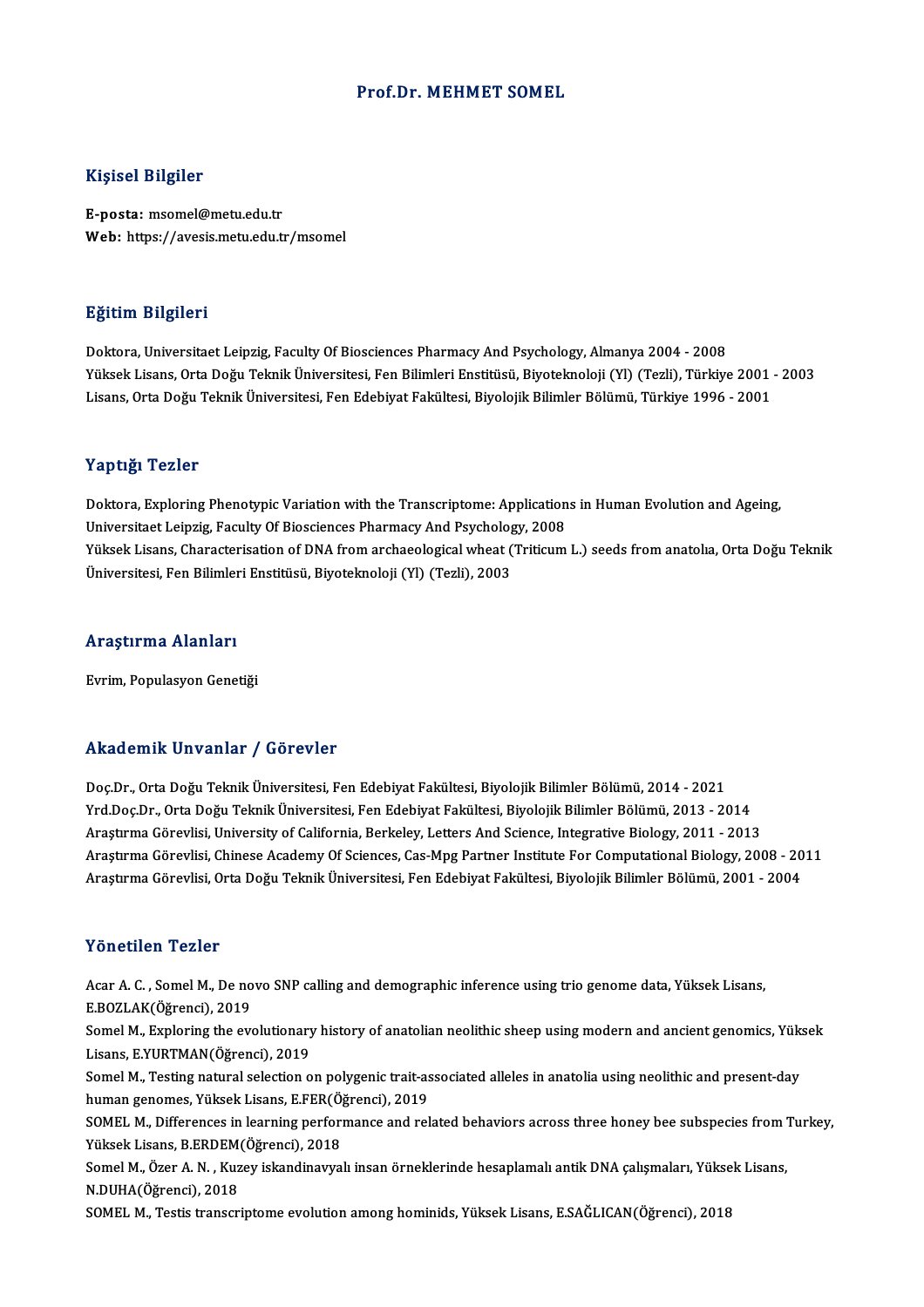# Prof.Dr. MEHMET SOMEL

## Kişisel Bilgiler

**E-posta:** msomel@metu.edu.tr
**Web:** https://avesis.metu.edu.tr/msomel

## Eğitim Bilgileri

Doktora, Universitaet Leipzig, Faculty Of Biosciences Pharmacy And Psychology, Almanya 2004 - 2008
Yüksek Lisans, Orta Doğu Teknik Üniversitesi, Fen Bilimleri Enstitüsü, Biyoteknoloji (Yl) (Tezli), Türkiye 2001 - 2003
Lisans, Orta Doğu Teknik Üniversitesi, Fen Edebiyat Fakültesi, Biyolojik Bilimler Bölümü, Türkiye 1996 - 2001

## Yaptığı Tezler

Doktora, Exploring Phenotypic Variation with the Transcriptome: Applications in Human Evolution and Ageing, Universitaet Leipzig, Faculty Of Biosciences Pharmacy And Psychology, 2008
Yüksek Lisans, Characterisation of DNA from archaeological wheat (Triticum L.) seeds from anatolıa, Orta Doğu Teknik Üniversitesi, Fen Bilimleri Enstitüsü, Biyoteknoloji (Yl) (Tezli), 2003

## Araştırma Alanları

Evrim, Populasyon Genetiği

## Akademik Unvanlar / Görevler

Doç.Dr., Orta Doğu Teknik Üniversitesi, Fen Edebiyat Fakültesi, Biyolojik Bilimler Bölümü, 2014 - 2021
Yrd.Doç.Dr., Orta Doğu Teknik Üniversitesi, Fen Edebiyat Fakültesi, Biyolojik Bilimler Bölümü, 2013 - 2014
Araştırma Görevlisi, University of California, Berkeley, Letters And Science, Integrative Biology, 2011 - 2013
Araştırma Görevlisi, Chinese Academy Of Sciences, Cas-Mpg Partner Institute For Computational Biology, 2008 - 2011
Araştırma Görevlisi, Orta Doğu Teknik Üniversitesi, Fen Edebiyat Fakültesi, Biyolojik Bilimler Bölümü, 2001 - 2004

## Yönetilen Tezler

Acar A. C. , Somel M., De novo SNP calling and demographic inference using trio genome data, Yüksek Lisans, E.BOZLAK(Öğrenci), 2019
Somel M., Exploring the evolutionary history of anatolian neolithic sheep using modern and ancient genomics, Yüksek Lisans, E.YURTMAN(Öğrenci), 2019
Somel M., Testing natural selection on polygenic trait-associated alleles in anatolia using neolithic and present-day human genomes, Yüksek Lisans, E.FER(Öğrenci), 2019
SOMEL M., Differences in learning performance and related behaviors across three honey bee subspecies from Turkey, Yüksek Lisans, B.ERDEM(Öğrenci), 2018
Somel M., Özer A. N. , Kuzey iskandinavyalı insan örneklerinde hesaplamalı antik DNA çalışmaları, Yüksek Lisans, N.DUHA(Öğrenci), 2018
SOMEL M., Testis transcriptome evolution among hominids, Yüksek Lisans, E.SAĞLICAN(Öğrenci), 2018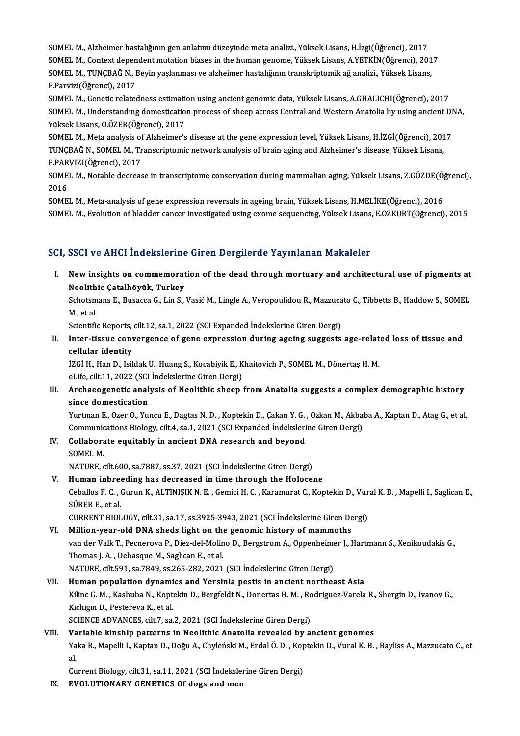SOMEL M., Alzheimer hastalığının gen anlatımı düzeyinde meta analizi., Yüksek Lisans, H.İzgi(Öğrenci), 2017

SOMEL M., Context dependent mutation biases in the human genome, Yüksek Lisans, A.YETKİN(Öğrenci), 2017

SOMEL M., TUNÇBAĞ N., Beyin yaşlanması ve alzheimer hastalığının transkriptomik ağ analizi., Yüksek Lisans, P.Parvizi(Öğrenci), 2017

SOMEL M., Genetic relatedness estimation using ancient genomic data, Yüksek Lisans, A.GHALICHI(Öğrenci), 2017

SOMEL M., Understanding domestication process of sheep across Central and Western Anatolia by using ancient DNA, Yüksek Lisans, O.ÖZER(Öğrenci), 2017

SOMEL M., Meta analysis of Alzheimer's disease at the gene expression level, Yüksek Lisans, H.İZGİ(Öğrenci), 2017

TUNÇBAĞ N., SOMEL M., Transcriptomic network analysis of brain aging and Alzheimer's disease, Yüksek Lisans, P.PARVIZI(Öğrenci), 2017

SOMEL M., Notable decrease in transcriptome conservation during mammalian aging, Yüksek Lisans, Z.GÖZDE(Öğrenci), 2016

SOMEL M., Meta-analysis of gene expression reversals in ageing brain, Yüksek Lisans, H.MELİKE(Öğrenci), 2016

SOMEL M., Evolution of bladder cancer investigated using exome sequencing, Yüksek Lisans, E.ÖZKURT(Öğrenci), 2015

## SCI, SSCI ve AHCI İndekslerine Giren Dergilerde Yayınlanan Makaleler

I. **New insights on commemoration of the dead through mortuary and architectural use of pigments at Neolithic Çatalhöyük, Turkey**
   Schotsmans E., Busacca G., Lin S., Vasić M., Lingle A., Veropoulidou R., Mazzucato C., Tibbetts B., Haddow S., SOMEL M., et al.
   Scientific Reports, cilt.12, sa.1, 2022 (SCI Expanded İndekslerine Giren Dergi)

II. **Inter-tissue convergence of gene expression during ageing suggests age-related loss of tissue and cellular identity**
   İZGİ H., Han D., Isildak U., Huang S., Kocabiyik E., Khaitovich P., SOMEL M., Dönertaş H. M.
   eLife, cilt.11, 2022 (SCI İndekslerine Giren Dergi)

III. **Archaeogenetic analysis of Neolithic sheep from Anatolia suggests a complex demographic history since domestication**
   Yurtman E., Ozer O., Yuncu E., Dagtas N. D. , Koptekin D., Çakan Y. G. , Ozkan M., Akbaba A., Kaptan D., Atag G., et al.
   Communications Biology, cilt.4, sa.1, 2021 (SCI Expanded İndekslerine Giren Dergi)

IV. **Collaborate equitably in ancient DNA research and beyond**
   SOMEL M.
   NATURE, cilt.600, sa.7887, ss.37, 2021 (SCI İndekslerine Giren Dergi)

V. **Human inbreeding has decreased in time through the Holocene**
   Ceballos F. C. , Gurun K., ALTINIŞIK N. E. , Gemici H. C. , Karamurat C., Koptekin D., Vural K. B. , Mapelli I., Saglican E., SÜRER E., et al.
   CURRENT BIOLOGY, cilt.31, sa.17, ss.3925-3943, 2021 (SCI İndekslerine Giren Dergi)

VI. **Million-year-old DNA sheds light on the genomic history of mammoths**
   van der Valk T., Pecnerova P., Diez-del-Molino D., Bergstrom A., Oppenheimer J., Hartmann S., Xenikoudakis G., Thomas J. A. , Dehasque M., Saglican E., et al.
   NATURE, cilt.591, sa.7849, ss.265-282, 2021 (SCI İndekslerine Giren Dergi)

VII. **Human population dynamics and Yersinia pestis in ancient northeast Asia**
   Kilinc G. M. , Kashuba N., Koptekin D., Bergfeldt N., Donertas H. M. , Rodriguez-Varela R., Shergin D., Ivanov G., Kichigin D., Pestereva K., et al.
   SCIENCE ADVANCES, cilt.7, sa.2, 2021 (SCI İndekslerine Giren Dergi)

VIII. **Variable kinship patterns in Neolithic Anatolia revealed by ancient genomes**
   Yaka R., Mapelli I., Kaptan D., Doğu A., Chyleński M., Erdal Ö. D. , Koptekin D., Vural K. B. , Bayliss A., Mazzucato C., et al.
   Current Biology, cilt.31, sa.11, 2021 (SCI İndekslerine Giren Dergi)

IX. **EVOLUTIONARY GENETICS Of dogs and men**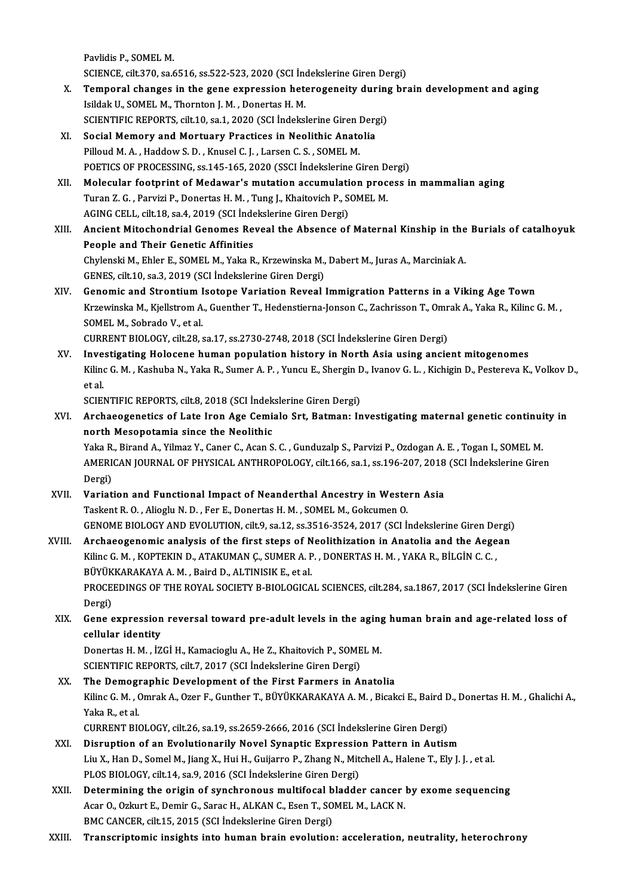Pavlidis P., SOMEL M.
SCIENCE, cilt.370, sa.6516, ss.522-523, 2020 (SCI İndekslerine Giren Dergi)

X. **Temporal changes in the gene expression heterogeneity during brain development and aging**
Isildak U., SOMEL M., Thornton J. M. , Donertas H. M.
SCIENTIFIC REPORTS, cilt.10, sa.1, 2020 (SCI İndekslerine Giren Dergi)

XI. **Social Memory and Mortuary Practices in Neolithic Anatolia**
Pilloud M. A. , Haddow S. D. , Knusel C. J. , Larsen C. S. , SOMEL M.
POETICS OF PROCESSING, ss.145-165, 2020 (SSCI İndekslerine Giren Dergi)

XII. **Molecular footprint of Medawar's mutation accumulation process in mammalian aging**
Turan Z. G. , Parvizi P., Donertas H. M. , Tung J., Khaitovich P., SOMEL M.
AGING CELL, cilt.18, sa.4, 2019 (SCI İndekslerine Giren Dergi)

XIII. **Ancient Mitochondrial Genomes Reveal the Absence of Maternal Kinship in the Burials of catalhoyuk People and Their Genetic Affinities**
Chylenski M., Ehler E., SOMEL M., Yaka R., Krzewinska M., Dabert M., Juras A., Marciniak A.
GENES, cilt.10, sa.3, 2019 (SCI İndekslerine Giren Dergi)

XIV. **Genomic and Strontium Isotope Variation Reveal Immigration Patterns in a Viking Age Town**
Krzewinska M., Kjellstrom A., Guenther T., Hedenstierna-Jonson C., Zachrisson T., Omrak A., Yaka R., Kilinc G. M. , SOMEL M., Sobrado V., et al.
CURRENT BIOLOGY, cilt.28, sa.17, ss.2730-2748, 2018 (SCI İndekslerine Giren Dergi)

XV. **Investigating Holocene human population history in North Asia using ancient mitogenomes**
Kilinc G. M. , Kashuba N., Yaka R., Sumer A. P. , Yuncu E., Shergin D., Ivanov G. L. , Kichigin D., Pestereva K., Volkov D., et al.
SCIENTIFIC REPORTS, cilt.8, 2018 (SCI İndekslerine Giren Dergi)

XVI. **Archaeogenetics of Late Iron Age Cemialo Srt, Batman: Investigating maternal genetic continuity in north Mesopotamia since the Neolithic**
Yaka R., Birand A., Yilmaz Y., Caner C., Acan S. C. , Gunduzalp S., Parvizi P., Ozdogan A. E. , Togan I., SOMEL M.
AMERICAN JOURNAL OF PHYSICAL ANTHROPOLOGY, cilt.166, sa.1, ss.196-207, 2018 (SCI İndekslerine Giren Dergi)

XVII. **Variation and Functional Impact of Neanderthal Ancestry in Western Asia**
Taskent R. O. , Alioglu N. D. , Fer E., Donertas H. M. , SOMEL M., Gokcumen O.
GENOME BIOLOGY AND EVOLUTION, cilt.9, sa.12, ss.3516-3524, 2017 (SCI İndekslerine Giren Dergi)

XVIII. **Archaeogenomic analysis of the first steps of Neolithization in Anatolia and the Aegean**
Kilinc G. M. , KOPTEKIN D., ATAKUMAN Ç., SUMER A. P. , DONERTAS H. M. , YAKA R., BİLGİN C. C. , BÜYÜKKARAKAYA A. M. , Baird D., ALTINISIK E., et al.
PROCEEDINGS OF THE ROYAL SOCIETY B-BIOLOGICAL SCIENCES, cilt.284, sa.1867, 2017 (SCI İndekslerine Giren Dergi)

XIX. **Gene expression reversal toward pre-adult levels in the aging human brain and age-related loss of cellular identity**
Donertas H. M. , İZGİ H., Kamacioglu A., He Z., Khaitovich P., SOMEL M.
SCIENTIFIC REPORTS, cilt.7, 2017 (SCI İndekslerine Giren Dergi)

XX. **The Demographic Development of the First Farmers in Anatolia**
Kilinc G. M. , Omrak A., Ozer F., Gunther T., BÜYÜKKARAKAYA A. M. , Bicakci E., Baird D., Donertas H. M. , Ghalichi A., Yaka R., et al.
CURRENT BIOLOGY, cilt.26, sa.19, ss.2659-2666, 2016 (SCI İndekslerine Giren Dergi)

XXI. **Disruption of an Evolutionarily Novel Synaptic Expression Pattern in Autism**
Liu X., Han D., Somel M., Jiang X., Hui H., Guijarro P., Zhang N., Mitchell A., Halene T., Ely J. J. , et al.
PLOS BIOLOGY, cilt.14, sa.9, 2016 (SCI İndekslerine Giren Dergi)

XXII. **Determining the origin of synchronous multifocal bladder cancer by exome sequencing**
Acar O., Ozkurt E., Demir G., Sarac H., ALKAN C., Esen T., SOMEL M., LACK N.
BMC CANCER, cilt.15, 2015 (SCI İndekslerine Giren Dergi)

XXIII. **Transcriptomic insights into human brain evolution: acceleration, neutrality, heterochrony**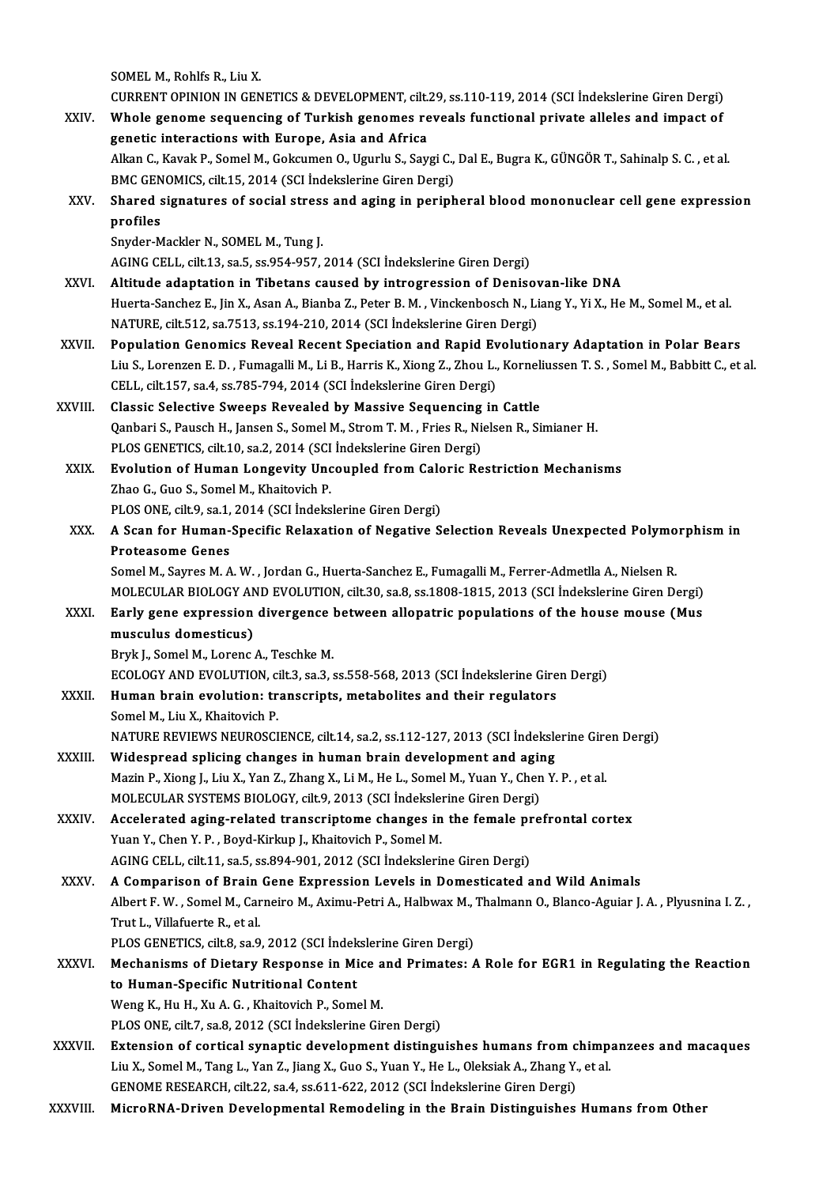SOMEL M., Rohlfs R., Liu X.
CURRENT OPINION IN GENETICS & DEVELOPMENT, cilt.29, ss.110-119, 2014 (SCI İndekslerine Giren Dergi)

XXIV. **Whole genome sequencing of Turkish genomes reveals functional private alleles and impact of genetic interactions with Europe, Asia and Africa**
Alkan C., Kavak P., Somel M., Gokcumen O., Ugurlu S., Saygi C., Dal E., Bugra K., GÜNGÖR T., Sahinalp S. C. , et al.
BMC GENOMICS, cilt.15, 2014 (SCI İndekslerine Giren Dergi)

XXV. **Shared signatures of social stress and aging in peripheral blood mononuclear cell gene expression profiles**
Snyder-Mackler N., SOMEL M., Tung J.
AGING CELL, cilt.13, sa.5, ss.954-957, 2014 (SCI İndekslerine Giren Dergi)

XXVI. **Altitude adaptation in Tibetans caused by introgression of Denisovan-like DNA**
Huerta-Sanchez E., Jin X., Asan A., Bianba Z., Peter B. M. , Vinckenbosch N., Liang Y., Yi X., He M., Somel M., et al.
NATURE, cilt.512, sa.7513, ss.194-210, 2014 (SCI İndekslerine Giren Dergi)

XXVII. **Population Genomics Reveal Recent Speciation and Rapid Evolutionary Adaptation in Polar Bears**
Liu S., Lorenzen E. D. , Fumagalli M., Li B., Harris K., Xiong Z., Zhou L., Korneliussen T. S. , Somel M., Babbitt C., et al.
CELL, cilt.157, sa.4, ss.785-794, 2014 (SCI İndekslerine Giren Dergi)

XXVIII. **Classic Selective Sweeps Revealed by Massive Sequencing in Cattle**
Qanbari S., Pausch H., Jansen S., Somel M., Strom T. M. , Fries R., Nielsen R., Simianer H.
PLOS GENETICS, cilt.10, sa.2, 2014 (SCI İndekslerine Giren Dergi)

XXIX. **Evolution of Human Longevity Uncoupled from Caloric Restriction Mechanisms**
Zhao G., Guo S., Somel M., Khaitovich P.
PLOS ONE, cilt.9, sa.1, 2014 (SCI İndekslerine Giren Dergi)

XXX. **A Scan for Human-Specific Relaxation of Negative Selection Reveals Unexpected Polymorphism in Proteasome Genes**
Somel M., Sayres M. A. W. , Jordan G., Huerta-Sanchez E., Fumagalli M., Ferrer-Admetlla A., Nielsen R.
MOLECULAR BIOLOGY AND EVOLUTION, cilt.30, sa.8, ss.1808-1815, 2013 (SCI İndekslerine Giren Dergi)

XXXI. **Early gene expression divergence between allopatric populations of the house mouse (Mus musculus domesticus)**
Bryk J., Somel M., Lorenc A., Teschke M.
ECOLOGY AND EVOLUTION, cilt.3, sa.3, ss.558-568, 2013 (SCI İndekslerine Giren Dergi)

XXXII. **Human brain evolution: transcripts, metabolites and their regulators**
Somel M., Liu X., Khaitovich P.
NATURE REVIEWS NEUROSCIENCE, cilt.14, sa.2, ss.112-127, 2013 (SCI İndekslerine Giren Dergi)

XXXIII. **Widespread splicing changes in human brain development and aging**
Mazin P., Xiong J., Liu X., Yan Z., Zhang X., Li M., He L., Somel M., Yuan Y., Chen Y. P. , et al.
MOLECULAR SYSTEMS BIOLOGY, cilt.9, 2013 (SCI İndekslerine Giren Dergi)

XXXIV. **Accelerated aging-related transcriptome changes in the female prefrontal cortex**
Yuan Y., Chen Y. P. , Boyd-Kirkup J., Khaitovich P., Somel M.
AGING CELL, cilt.11, sa.5, ss.894-901, 2012 (SCI İndekslerine Giren Dergi)

XXXV. **A Comparison of Brain Gene Expression Levels in Domesticated and Wild Animals**
Albert F. W. , Somel M., Carneiro M., Aximu-Petri A., Halbwax M., Thalmann O., Blanco-Aguiar J. A. , Plyusnina I. Z. , Trut L., Villafuerte R., et al.
PLOS GENETICS, cilt.8, sa.9, 2012 (SCI İndekslerine Giren Dergi)

XXXVI. **Mechanisms of Dietary Response in Mice and Primates: A Role for EGR1 in Regulating the Reaction to Human-Specific Nutritional Content**
Weng K., Hu H., Xu A. G. , Khaitovich P., Somel M.
PLOS ONE, cilt.7, sa.8, 2012 (SCI İndekslerine Giren Dergi)

XXXVII. **Extension of cortical synaptic development distinguishes humans from chimpanzees and macaques**
Liu X., Somel M., Tang L., Yan Z., Jiang X., Guo S., Yuan Y., He L., Oleksiak A., Zhang Y., et al.
GENOME RESEARCH, cilt.22, sa.4, ss.611-622, 2012 (SCI İndekslerine Giren Dergi)

XXXVIII. **MicroRNA-Driven Developmental Remodeling in the Brain Distinguishes Humans from Other**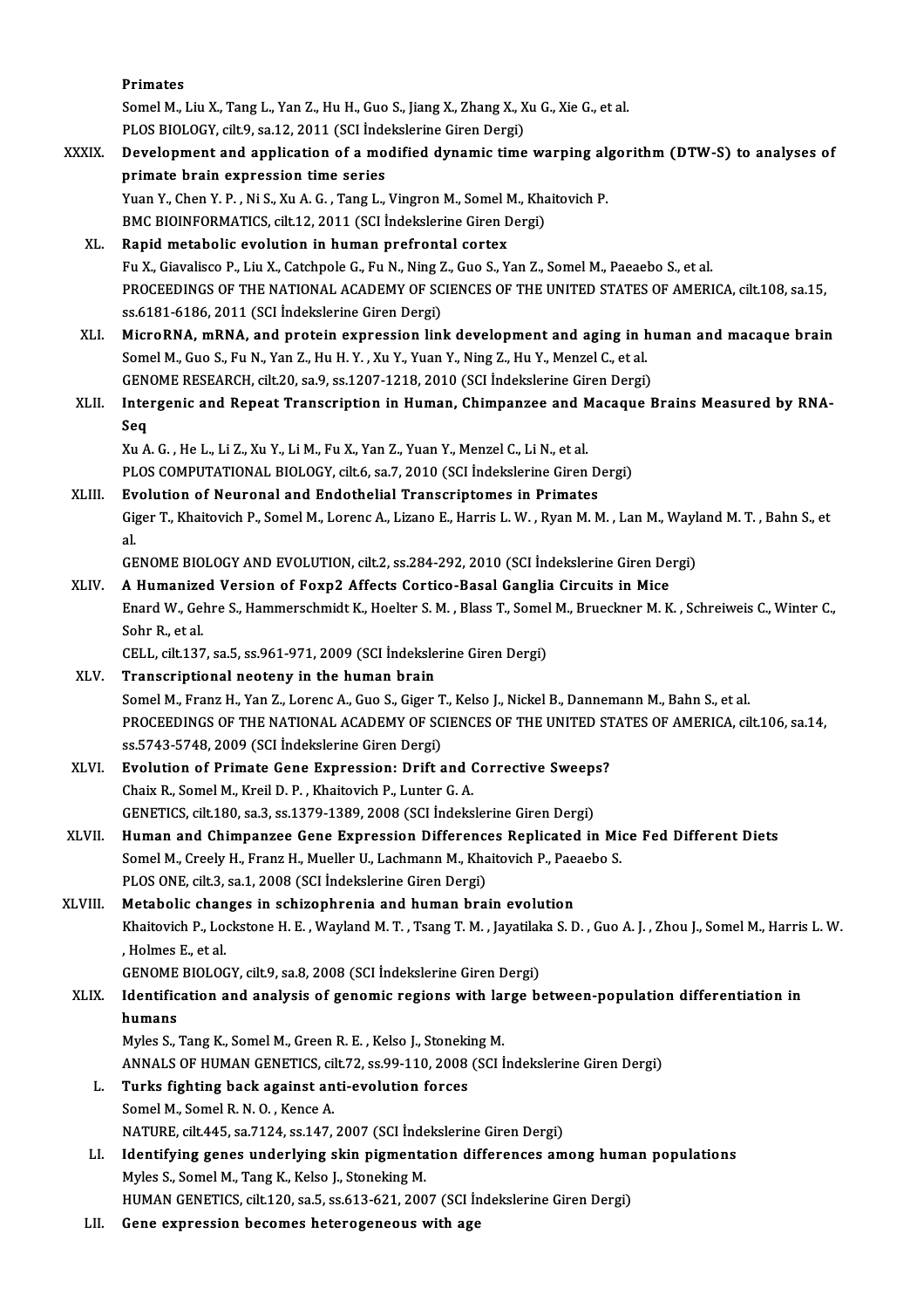Primates

Somel M., Liu X., Tang L., Yan Z., Hu H., Guo S., Jiang X., Zhang X., Xu G., Xie G., et al.

PLOS BIOLOGY, cilt.9, sa.12, 2011 (SCI İndekslerine Giren Dergi)

XXXIX. **Development and application of a modified dynamic time warping algorithm (DTW-S) to analyses of primate brain expression time series**

Yuan Y., Chen Y. P. , Ni S., Xu A. G. , Tang L., Vingron M., Somel M., Khaitovich P.

BMC BIOINFORMATICS, cilt.12, 2011 (SCI İndekslerine Giren Dergi)

XL. **Rapid metabolic evolution in human prefrontal cortex**

Fu X., Giavalisco P., Liu X., Catchpole G., Fu N., Ning Z., Guo S., Yan Z., Somel M., Paeaebo S., et al.

PROCEEDINGS OF THE NATIONAL ACADEMY OF SCIENCES OF THE UNITED STATES OF AMERICA, cilt.108, sa.15, ss.6181-6186, 2011 (SCI İndekslerine Giren Dergi)

XLI. **MicroRNA, mRNA, and protein expression link development and aging in human and macaque brain**

Somel M., Guo S., Fu N., Yan Z., Hu H. Y. , Xu Y., Yuan Y., Ning Z., Hu Y., Menzel C., et al.

GENOME RESEARCH, cilt.20, sa.9, ss.1207-1218, 2010 (SCI İndekslerine Giren Dergi)

XLII. **Intergenic and Repeat Transcription in Human, Chimpanzee and Macaque Brains Measured by RNA-Seq**

Xu A. G. , He L., Li Z., Xu Y., Li M., Fu X., Yan Z., Yuan Y., Menzel C., Li N., et al.

PLOS COMPUTATIONAL BIOLOGY, cilt.6, sa.7, 2010 (SCI İndekslerine Giren Dergi)

XLIII. **Evolution of Neuronal and Endothelial Transcriptomes in Primates**

Giger T., Khaitovich P., Somel M., Lorenc A., Lizano E., Harris L. W. , Ryan M. M. , Lan M., Wayland M. T. , Bahn S., et al.

GENOME BIOLOGY AND EVOLUTION, cilt.2, ss.284-292, 2010 (SCI İndekslerine Giren Dergi)

XLIV. **A Humanized Version of Foxp2 Affects Cortico-Basal Ganglia Circuits in Mice**

Enard W., Gehre S., Hammerschmidt K., Hoelter S. M. , Blass T., Somel M., Brueckner M. K. , Schreiweis C., Winter C., Sohr R., et al.

CELL, cilt.137, sa.5, ss.961-971, 2009 (SCI İndekslerine Giren Dergi)

XLV. **Transcriptional neoteny in the human brain**

Somel M., Franz H., Yan Z., Lorenc A., Guo S., Giger T., Kelso J., Nickel B., Dannemann M., Bahn S., et al.

PROCEEDINGS OF THE NATIONAL ACADEMY OF SCIENCES OF THE UNITED STATES OF AMERICA, cilt.106, sa.14, ss.5743-5748, 2009 (SCI İndekslerine Giren Dergi)

XLVI. **Evolution of Primate Gene Expression: Drift and Corrective Sweeps?**

Chaix R., Somel M., Kreil D. P. , Khaitovich P., Lunter G. A.

GENETICS, cilt.180, sa.3, ss.1379-1389, 2008 (SCI İndekslerine Giren Dergi)

XLVII. **Human and Chimpanzee Gene Expression Differences Replicated in Mice Fed Different Diets**

Somel M., Creely H., Franz H., Mueller U., Lachmann M., Khaitovich P., Paeaebo S.

PLOS ONE, cilt.3, sa.1, 2008 (SCI İndekslerine Giren Dergi)

XLVIII. **Metabolic changes in schizophrenia and human brain evolution**

Khaitovich P., Lockstone H. E. , Wayland M. T. , Tsang T. M. , Jayatilaka S. D. , Guo A. J. , Zhou J., Somel M., Harris L. W. , Holmes E., et al.

GENOME BIOLOGY, cilt.9, sa.8, 2008 (SCI İndekslerine Giren Dergi)

XLIX. **Identification and analysis of genomic regions with large between-population differentiation in humans**

Myles S., Tang K., Somel M., Green R. E. , Kelso J., Stoneking M.

ANNALS OF HUMAN GENETICS, cilt.72, ss.99-110, 2008 (SCI İndekslerine Giren Dergi)

L. **Turks fighting back against anti-evolution forces**

Somel M., Somel R. N. O. , Kence A.

NATURE, cilt.445, sa.7124, ss.147, 2007 (SCI İndekslerine Giren Dergi)

LI. **Identifying genes underlying skin pigmentation differences among human populations**

Myles S., Somel M., Tang K., Kelso J., Stoneking M.

HUMAN GENETICS, cilt.120, sa.5, ss.613-621, 2007 (SCI İndekslerine Giren Dergi)

LII. **Gene expression becomes heterogeneous with age**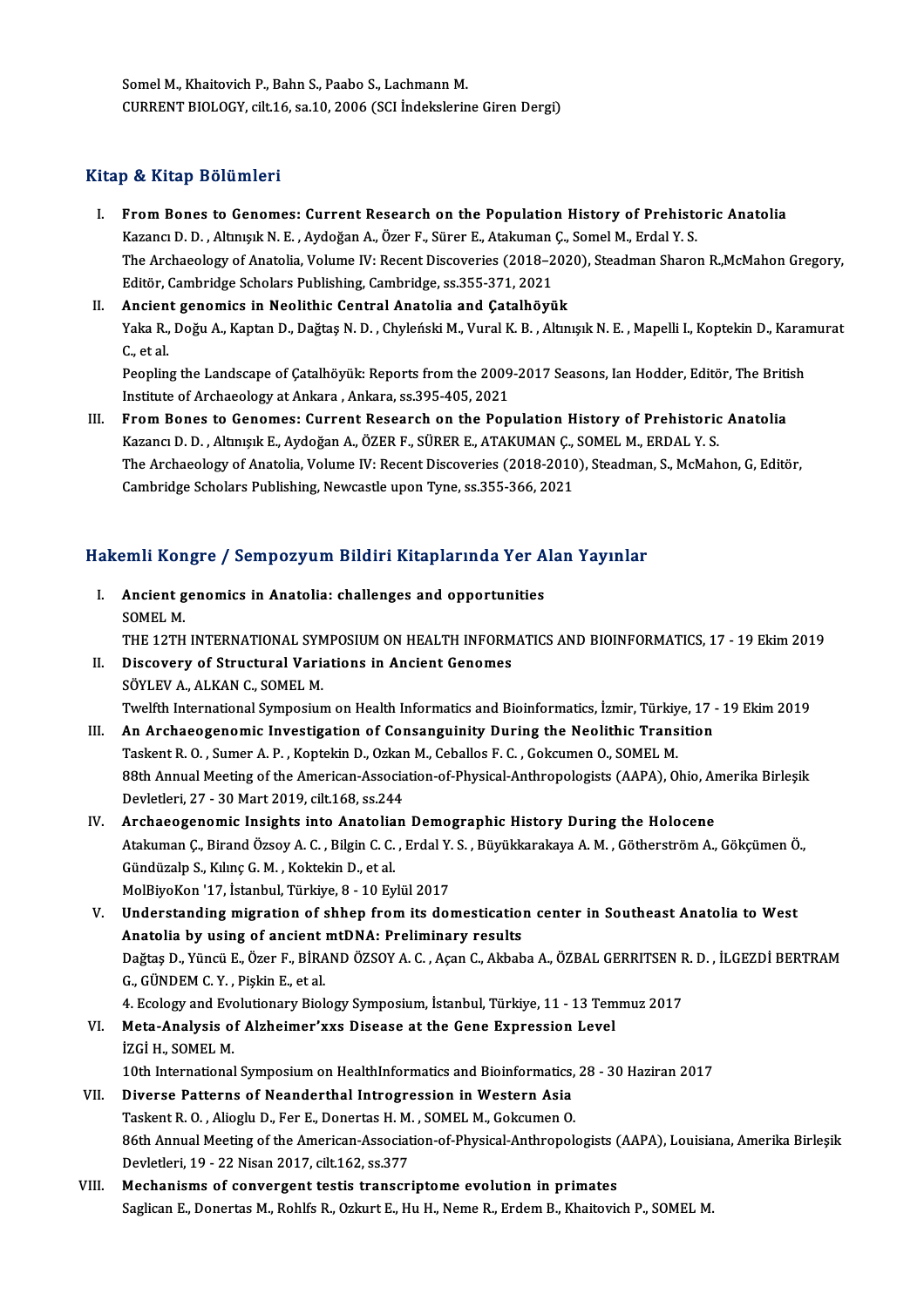Somel M., Khaitovich P., Bahn S., Paabo S., Lachmann M.
CURRENT BIOLOGY, cilt.16, sa.10, 2006 (SCI İndekslerine Giren Dergi)

## Kitap & Kitap Bölümleri

I. **From Bones to Genomes: Current Research on the Population History of Prehistoric Anatolia**
Kazancı D. D. , Altınışık N. E. , Aydoğan A., Özer F., Sürer E., Atakuman Ç., Somel M., Erdal Y. S.
The Archaeology of Anatolia, Volume IV: Recent Discoveries (2018–2020), Steadman Sharon R.,McMahon Gregory, Editör, Cambridge Scholars Publishing, Cambridge, ss.355-371, 2021

II. **Ancient genomics in Neolithic Central Anatolia and Çatalhöyük**
Yaka R., Doğu A., Kaptan D., Dağtaş N. D. , Chyleński M., Vural K. B. , Altınışık N. E. , Mapelli I., Koptekin D., Karamurat C., et al.
Peopling the Landscape of Çatalhöyük: Reports from the 2009-2017 Seasons, Ian Hodder, Editör, The British Institute of Archaeology at Ankara , Ankara, ss.395-405, 2021

III. **From Bones to Genomes: Current Research on the Population History of Prehistoric Anatolia**
Kazancı D. D. , Altınışık E., Aydoğan A., ÖZER F., SÜRER E., ATAKUMAN Ç., SOMEL M., ERDAL Y. S.
The Archaeology of Anatolia, Volume IV: Recent Discoveries (2018-2010), Steadman, S., McMahon, G, Editör, Cambridge Scholars Publishing, Newcastle upon Tyne, ss.355-366, 2021

## Hakemli Kongre / Sempozyum Bildiri Kitaplarında Yer Alan Yayınlar

I. **Ancient genomics in Anatolia: challenges and opportunities**
SOMEL M.
THE 12TH INTERNATIONAL SYMPOSIUM ON HEALTH INFORMATICS AND BIOINFORMATICS, 17 - 19 Ekim 2019

II. **Discovery of Structural Variations in Ancient Genomes**
SÖYLEV A., ALKAN C., SOMEL M.
Twelfth International Symposium on Health Informatics and Bioinformatics, İzmir, Türkiye, 17 - 19 Ekim 2019

III. **An Archaeogenomic Investigation of Consanguinity During the Neolithic Transition**
Taskent R. O. , Sumer A. P. , Koptekin D., Ozkan M., Ceballos F. C. , Gokcumen O., SOMEL M.
88th Annual Meeting of the American-Association-of-Physical-Anthropologists (AAPA), Ohio, Amerika Birleşik Devletleri, 27 - 30 Mart 2019, cilt.168, ss.244

IV. **Archaeogenomic Insights into Anatolian Demographic History During the Holocene**
Atakuman Ç., Birand Özsoy A. C. , Bilgin C. C. , Erdal Y. S. , Büyükkarakaya A. M. , Götherström A., Gökçümen Ö., Gündüzalp S., Kılınç G. M. , Koktekin D., et al.
MolBiyoKon '17, İstanbul, Türkiye, 8 - 10 Eylül 2017

V. **Understanding migration of shhep from its domestication center in Southeast Anatolia to West Anatolia by using of ancient mtDNA: Preliminary results**
Dağtaş D., Yüncü E., Özer F., BİRAND ÖZSOY A. C. , Açan C., Akbaba A., ÖZBAL GERRITSEN R. D. , İLGEZDİ BERTRAM G., GÜNDEM C. Y. , Pişkin E., et al.
4. Ecology and Evolutionary Biology Symposium, İstanbul, Türkiye, 11 - 13 Temmuz 2017

VI. **Meta-Analysis of Alzheimer'xxs Disease at the Gene Expression Level**
İZGİ H., SOMEL M.
10th International Symposium on HealthInformatics and Bioinformatics, 28 - 30 Haziran 2017

VII. **Diverse Patterns of Neanderthal Introgression in Western Asia**
Taskent R. O. , Alioglu D., Fer E., Donertas H. M. , SOMEL M., Gokcumen O.
86th Annual Meeting of the American-Association-of-Physical-Anthropologists (AAPA), Louisiana, Amerika Birleşik Devletleri, 19 - 22 Nisan 2017, cilt.162, ss.377

VIII. **Mechanisms of convergent testis transcriptome evolution in primates**
Saglican E., Donertas M., Rohlfs R., Ozkurt E., Hu H., Neme R., Erdem B., Khaitovich P., SOMEL M.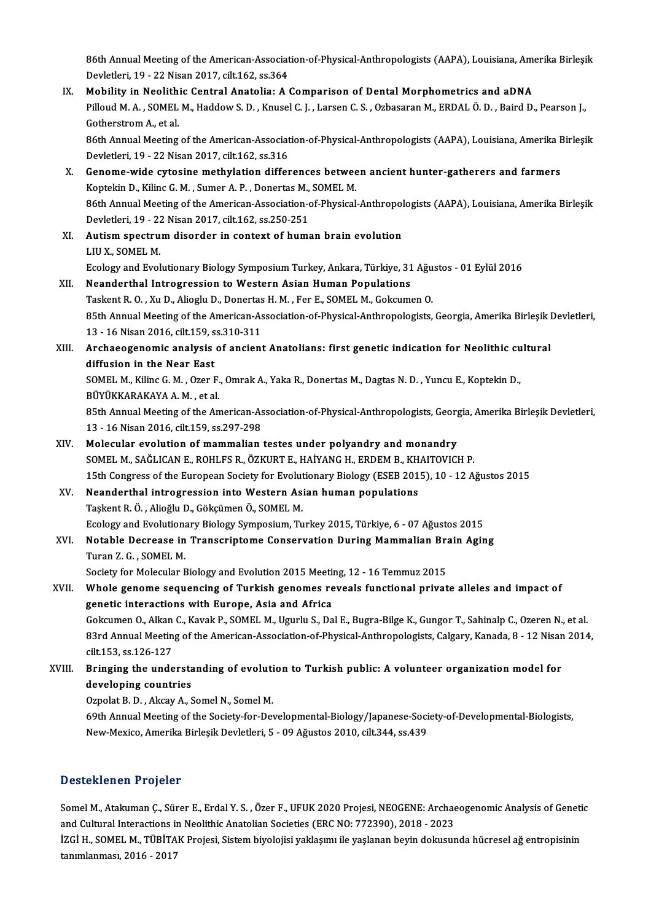86th Annual Meeting of the American-Association-of-Physical-Anthropologists (AAPA), Louisiana, Amerika Birleşik Devletleri, 19 - 22 Nisan 2017, cilt.162, ss.364

IX. **Mobility in Neolithic Central Anatolia: A Comparison of Dental Morphometrics and aDNA**
Pilloud M. A. , SOMEL M., Haddow S. D. , Knusel C. J. , Larsen C. S. , Ozbasaran M., ERDAL Ö. D. , Baird D., Pearson J., Gotherstrom A., et al.
86th Annual Meeting of the American-Association-of-Physical-Anthropologists (AAPA), Louisiana, Amerika Birleşik Devletleri, 19 - 22 Nisan 2017, cilt.162, ss.316

X. **Genome-wide cytosine methylation differences between ancient hunter-gatherers and farmers**
Koptekin D., Kilinc G. M. , Sumer A. P. , Donertas M., SOMEL M.
86th Annual Meeting of the American-Association-of-Physical-Anthropologists (AAPA), Louisiana, Amerika Birleşik Devletleri, 19 - 22 Nisan 2017, cilt.162, ss.250-251

XI. **Autism spectrum disorder in context of human brain evolution**
LIU X., SOMEL M.
Ecology and Evolutionary Biology Symposium Turkey, Ankara, Türkiye, 31 Ağustos - 01 Eylül 2016

XII. **Neanderthal Introgression to Western Asian Human Populations**
Taskent R. O. , Xu D., Alioglu D., Donertas H. M. , Fer E., SOMEL M., Gokcumen O.
85th Annual Meeting of the American-Association-of-Physical-Anthropologists, Georgia, Amerika Birleşik Devletleri, 13 - 16 Nisan 2016, cilt.159, ss.310-311

XIII. **Archaeogenomic analysis of ancient Anatolians: first genetic indication for Neolithic cultural diffusion in the Near East**
SOMEL M., Kilinc G. M. , Ozer F., Omrak A., Yaka R., Donertas M., Dagtas N. D. , Yuncu E., Koptekin D., BÜYÜKKARAKAYA A. M. , et al.
85th Annual Meeting of the American-Association-of-Physical-Anthropologists, Georgia, Amerika Birleşik Devletleri, 13 - 16 Nisan 2016, cilt.159, ss.297-298

XIV. **Molecular evolution of mammalian testes under polyandry and monandry**
SOMEL M., SAĞLICAN E., ROHLFS R., ÖZKURT E., HAİYANG H., ERDEM B., KHAITOVICH P.
15th Congress of the European Society for Evolutionary Biology (ESEB 2015), 10 - 12 Ağustos 2015

XV. **Neanderthal introgression into Western Asian human populations**
Taşkent R. Ö. , Alioğlu D., Gökçümen Ö., SOMEL M.
Ecology and Evolutionary Biology Symposium, Turkey 2015, Türkiye, 6 - 07 Ağustos 2015

XVI. **Notable Decrease in Transcriptome Conservation During Mammalian Brain Aging**
Turan Z. G. , SOMEL M.
Society for Molecular Biology and Evolution 2015 Meeting, 12 - 16 Temmuz 2015

XVII. **Whole genome sequencing of Turkish genomes reveals functional private alleles and impact of genetic interactions with Europe, Asia and Africa**
Gokcumen O., Alkan C., Kavak P., SOMEL M., Ugurlu S., Dal E., Bugra-Bilge K., Gungor T., Sahinalp C., Ozeren N., et al.
83rd Annual Meeting of the American-Association-of-Physical-Anthropologists, Calgary, Kanada, 8 - 12 Nisan 2014, cilt.153, ss.126-127

XVIII. **Bringing the understanding of evolution to Turkish public: A volunteer organization model for developing countries**
Ozpolat B. D. , Akcay A., Somel N., Somel M.
69th Annual Meeting of the Society-for-Developmental-Biology/Japanese-Society-of-Developmental-Biologists, New-Mexico, Amerika Birleşik Devletleri, 5 - 09 Ağustos 2010, cilt.344, ss.439

## Desteklenen Projeler

Somel M., Atakuman Ç., Sürer E., Erdal Y. S. , Özer F., UFUK 2020 Projesi, NEOGENE: Archaeogenomic Analysis of Genetic and Cultural Interactions in Neolithic Anatolian Societies (ERC NO: 772390), 2018 - 2023

İZGİ H., SOMEL M., TÜBİTAK Projesi, Sistem biyolojisi yaklaşımı ile yaşlanan beyin dokusunda hücresel ağ entropisinin tanımlanması, 2016 - 2017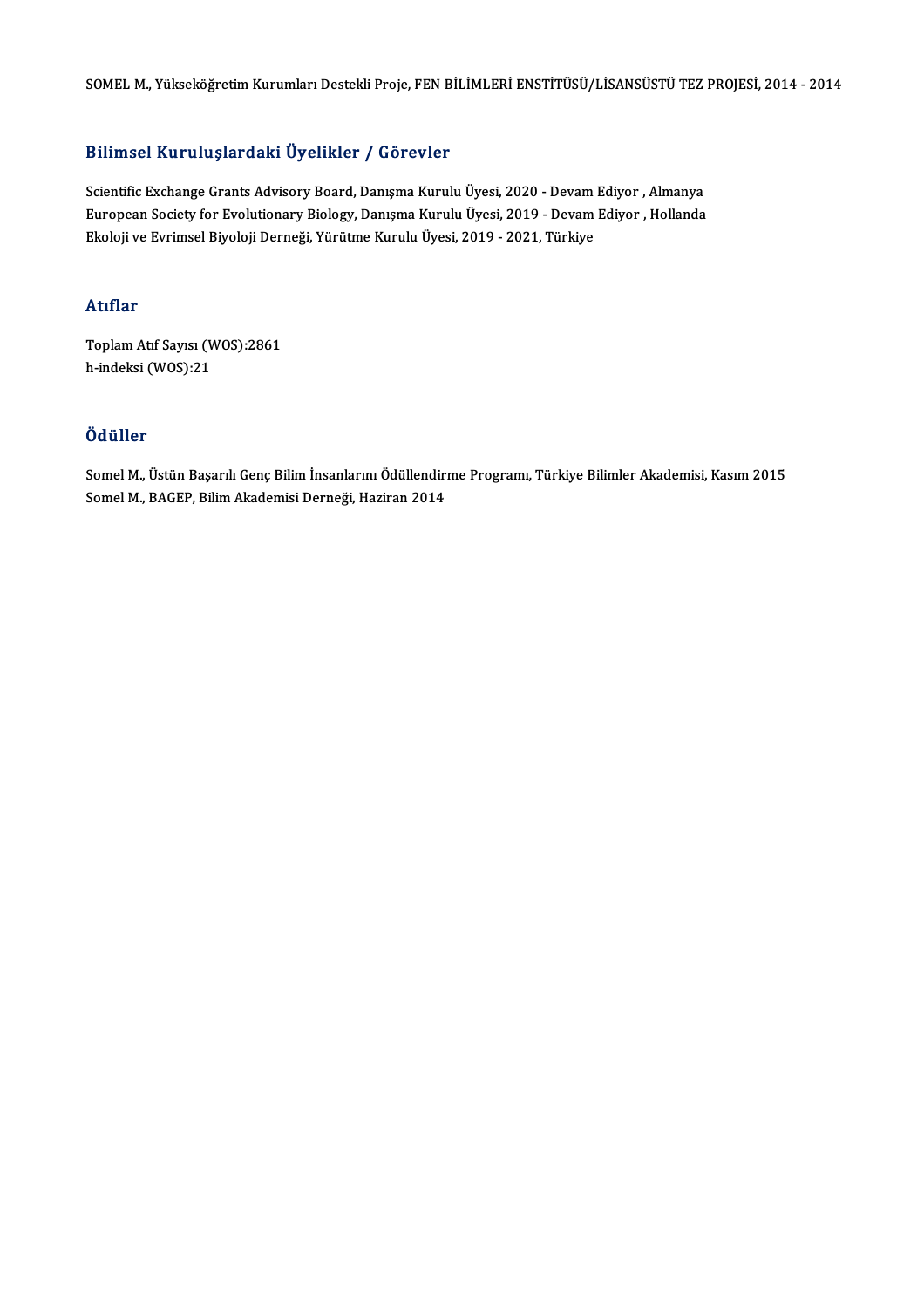SOMEL M., Yükseköğretim Kurumları Destekli Proje, FEN BİLİMLERİ ENSTİTÜSÜ/LİSANSÜSTÜ TEZ PROJESİ, 2014 - 2014

## Bilimsel Kuruluşlardaki Üyelikler / Görevler

Scientific Exchange Grants Advisory Board, Danışma Kurulu Üyesi, 2020 - Devam Ediyor , Almanya
European Society for Evolutionary Biology, Danışma Kurulu Üyesi, 2019 - Devam Ediyor , Hollanda
Ekoloji ve Evrimsel Biyoloji Derneği, Yürütme Kurulu Üyesi, 2019 - 2021, Türkiye

## Atıflar

Toplam Atıf Sayısı (WOS):2861
h-indeksi (WOS):21

## Ödüller

Somel M., Üstün Başarılı Genç Bilim İnsanlarını Ödüllendirme Programı, Türkiye Bilimler Akademisi, Kasım 2015
Somel M., BAGEP, Bilim Akademisi Derneği, Haziran 2014